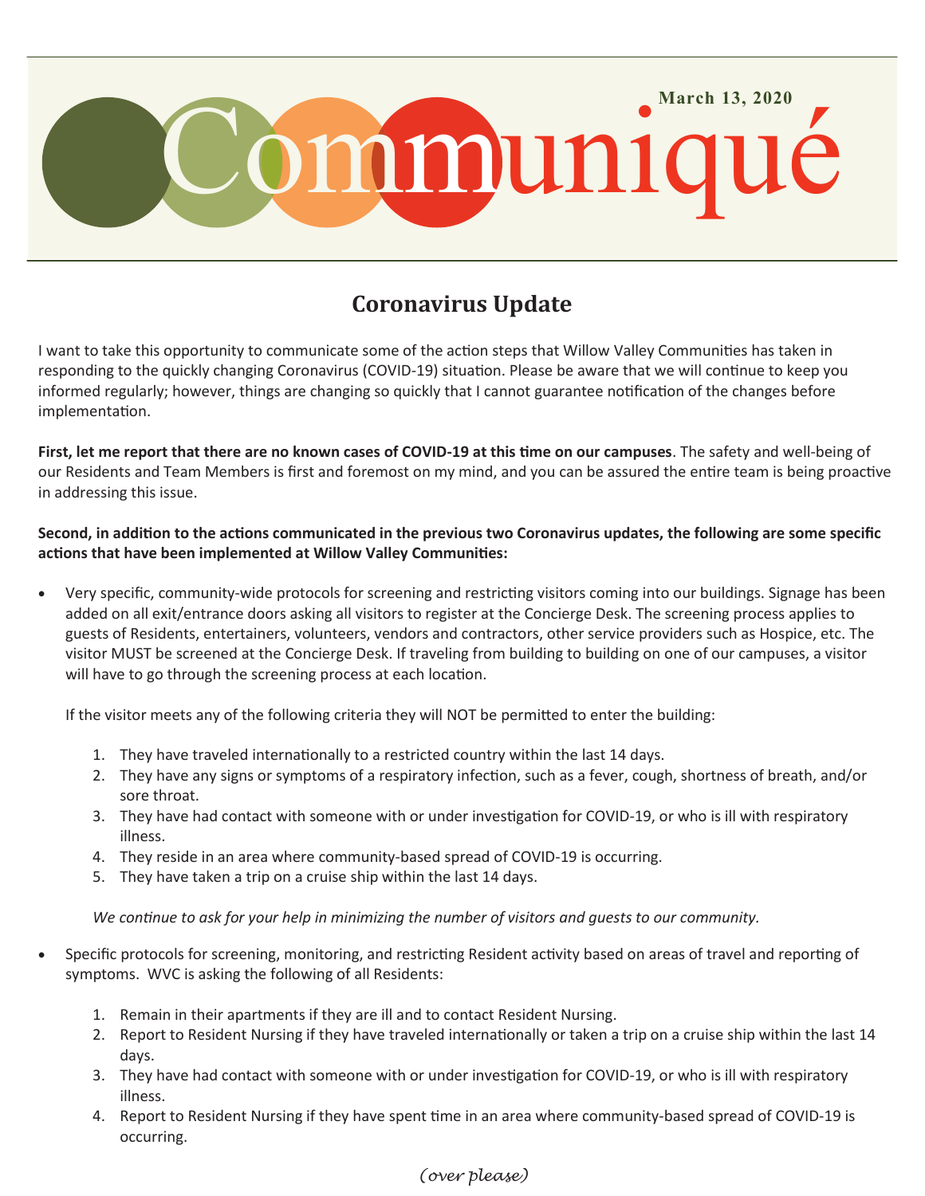March 13, 2020

# Communiqué

## Coronavirus Update

I want to take this opportunity to communicate some of the action steps that Willow Valley Communities has taken in responding to the quickly changing Coronavirus (COVID-19) situation. Please be aware that we will continue to keep you informed regularly; however, things are changing so quickly that I cannot guarantee notification of the changes before implementation.

**First, let me report that there are no known cases of COVID-19 at this time on our campuses**. The safety and well-being of our Residents and Team Members is first and foremost on my mind, and you can be assured the entire team is being proactive in addressing this issue.

**Second, in addition to the actions communicated in the previous two Coronavirus updates, the following are some specific actions that have been implemented at Willow Valley Communities:**

- Very specific, community-wide protocols for screening and restricting visitors coming into our buildings. Signage has been added on all exit/entrance doors asking all visitors to register at the Concierge Desk. The screening process applies to guests of Residents, entertainers, volunteers, vendors and contractors, other service providers such as Hospice, etc. The visitor MUST be screened at the Concierge Desk. If traveling from building to building on one of our campuses, a visitor will have to go through the screening process at each location.

  If the visitor meets any of the following criteria they will NOT be permitted to enter the building:

  1. They have traveled internationally to a restricted country within the last 14 days.
  2. They have any signs or symptoms of a respiratory infection, such as a fever, cough, shortness of breath, and/or sore throat.
  3. They have had contact with someone with or under investigation for COVID-19, or who is ill with respiratory illness.
  4. They reside in an area where community-based spread of COVID-19 is occurring.
  5. They have taken a trip on a cruise ship within the last 14 days.

  *We continue to ask for your help in minimizing the number of visitors and guests to our community.*

- Specific protocols for screening, monitoring, and restricting Resident activity based on areas of travel and reporting of symptoms. WVC is asking the following of all Residents:

  1. Remain in their apartments if they are ill and to contact Resident Nursing.
  2. Report to Resident Nursing if they have traveled internationally or taken a trip on a cruise ship within the last 14 days.
  3. They have had contact with someone with or under investigation for COVID-19, or who is ill with respiratory illness.
  4. Report to Resident Nursing if they have spent time in an area where community-based spread of COVID-19 is occurring.

*(over please)*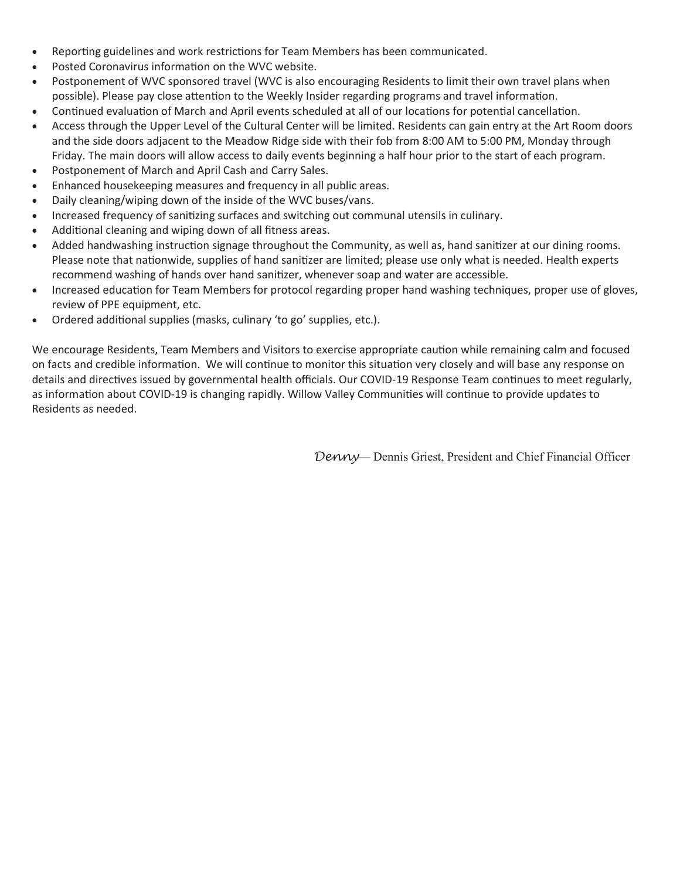- Reporting guidelines and work restrictions for Team Members has been communicated.
- Posted Coronavirus information on the WVC website.
- Postponement of WVC sponsored travel (WVC is also encouraging Residents to limit their own travel plans when possible). Please pay close attention to the Weekly Insider regarding programs and travel information.
- Continued evaluation of March and April events scheduled at all of our locations for potential cancellation.
- Access through the Upper Level of the Cultural Center will be limited. Residents can gain entry at the Art Room doors and the side doors adjacent to the Meadow Ridge side with their fob from 8:00 AM to 5:00 PM, Monday through Friday. The main doors will allow access to daily events beginning a half hour prior to the start of each program.
- Postponement of March and April Cash and Carry Sales.
- Enhanced housekeeping measures and frequency in all public areas.
- Daily cleaning/wiping down of the inside of the WVC buses/vans.
- Increased frequency of sanitizing surfaces and switching out communal utensils in culinary.
- Additional cleaning and wiping down of all fitness areas.
- Added handwashing instruction signage throughout the Community, as well as, hand sanitizer at our dining rooms. Please note that nationwide, supplies of hand sanitizer are limited; please use only what is needed. Health experts recommend washing of hands over hand sanitizer, whenever soap and water are accessible.
- Increased education for Team Members for protocol regarding proper hand washing techniques, proper use of gloves, review of PPE equipment, etc.
- Ordered additional supplies (masks, culinary 'to go' supplies, etc.).

We encourage Residents, Team Members and Visitors to exercise appropriate caution while remaining calm and focused on facts and credible information. We will continue to monitor this situation very closely and will base any response on details and directives issued by governmental health officials. Our COVID-19 Response Team continues to meet regularly, as information about COVID-19 is changing rapidly. Willow Valley Communities will continue to provide updates to Residents as needed.

*Denny*— Dennis Griest, President and Chief Financial Officer